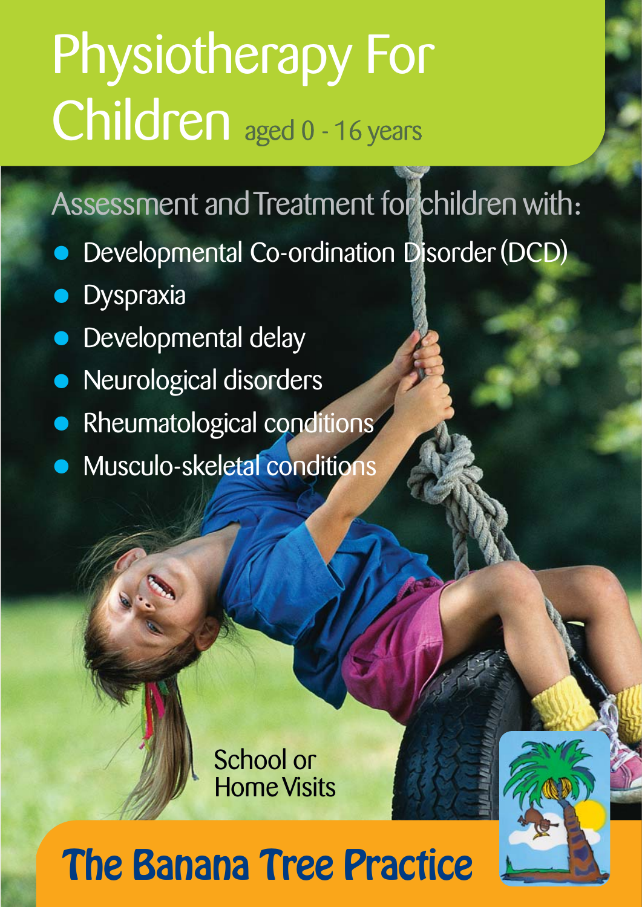# Physiotherapy For Children aged 0 - 16 years

Assessment and Treatment for children with:

- Developmental Co-ordination Disorder (DCD)
- Dyspraxia
- Developmental delay
- Neurological disorders
- Rheumatological conditions
- Musculo-skeletal conditions

School or Home Visits

## The Banana Tree Practice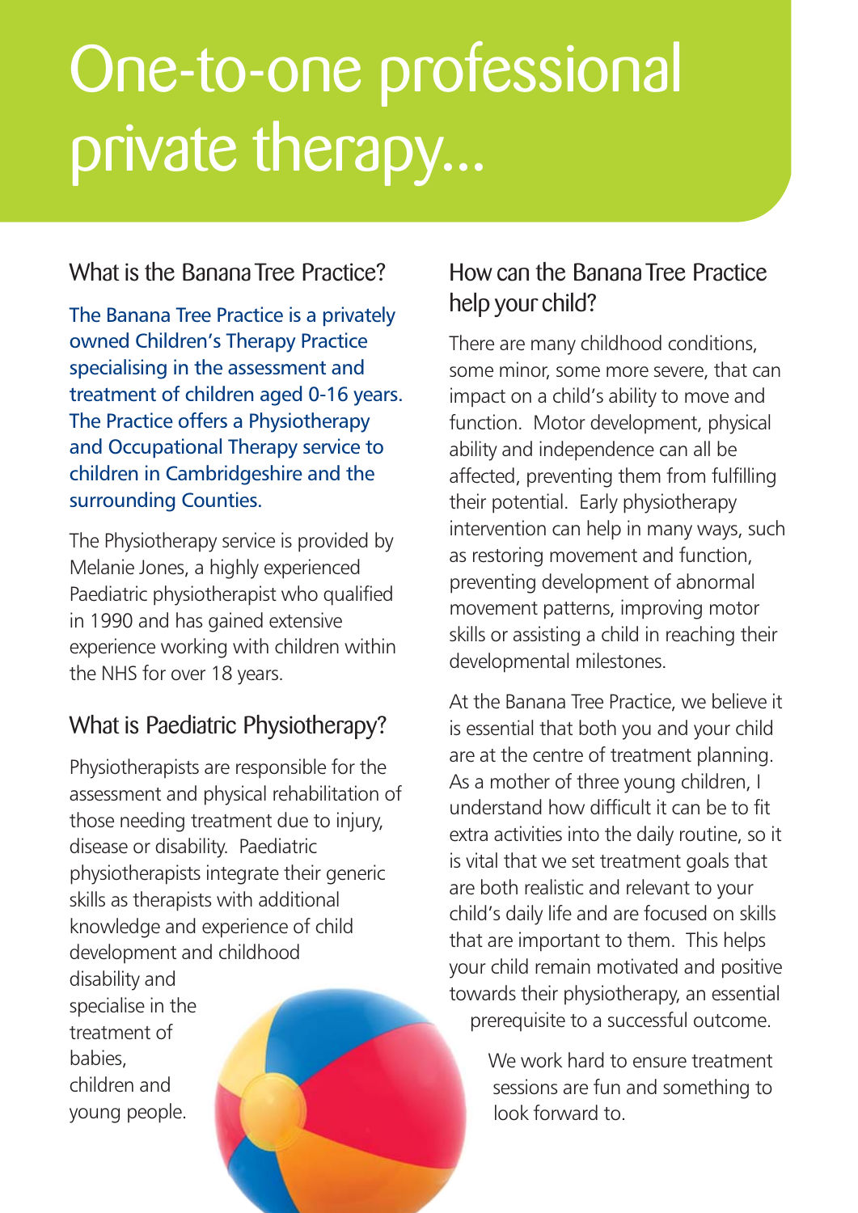# One-to-one professional private therapy...

## What is the Banana Tree Practice?

The Banana Tree Practice is a privately owned Children's Therapy Practice specialising in the assessment and treatment of children aged 0-16 years. The Practice offers a Physiotherapy and Occupational Therapy service to children in Cambridgeshire and the surrounding Counties.

The Physiotherapy service is provided by Melanie Jones, a highly experienced Paediatric physiotherapist who qualified in 1990 and has gained extensive experience working with children within the NHS for over 18 years.

## What is Paediatric Physiotherapy?

Physiotherapists are responsible for the assessment and physical rehabilitation of those needing treatment due to injury, disease or disability. Paediatric physiotherapists integrate their generic skills as therapists with additional knowledge and experience of child development and childhood disability and specialise in the treatment of babies, children and young people.

## How can the Banana Tree Practice help your child?

There are many childhood conditions, some minor, some more severe, that can impact on a child's ability to move and function. Motor development, physical ability and independence can all be affected, preventing them from fulfilling their potential. Early physiotherapy intervention can help in many ways, such as restoring movement and function, preventing development of abnormal movement patterns, improving motor skills or assisting a child in reaching their developmental milestones.

At the Banana Tree Practice, we believe it is essential that both you and your child are at the centre of treatment planning. As a mother of three young children, I understand how difficult it can be to fit extra activities into the daily routine, so it is vital that we set treatment goals that are both realistic and relevant to your child's daily life and are focused on skills that are important to them. This helps your child remain motivated and positive towards their physiotherapy, an essential prerequisite to a successful outcome.

We work hard to ensure treatment sessions are fun and something to look forward to.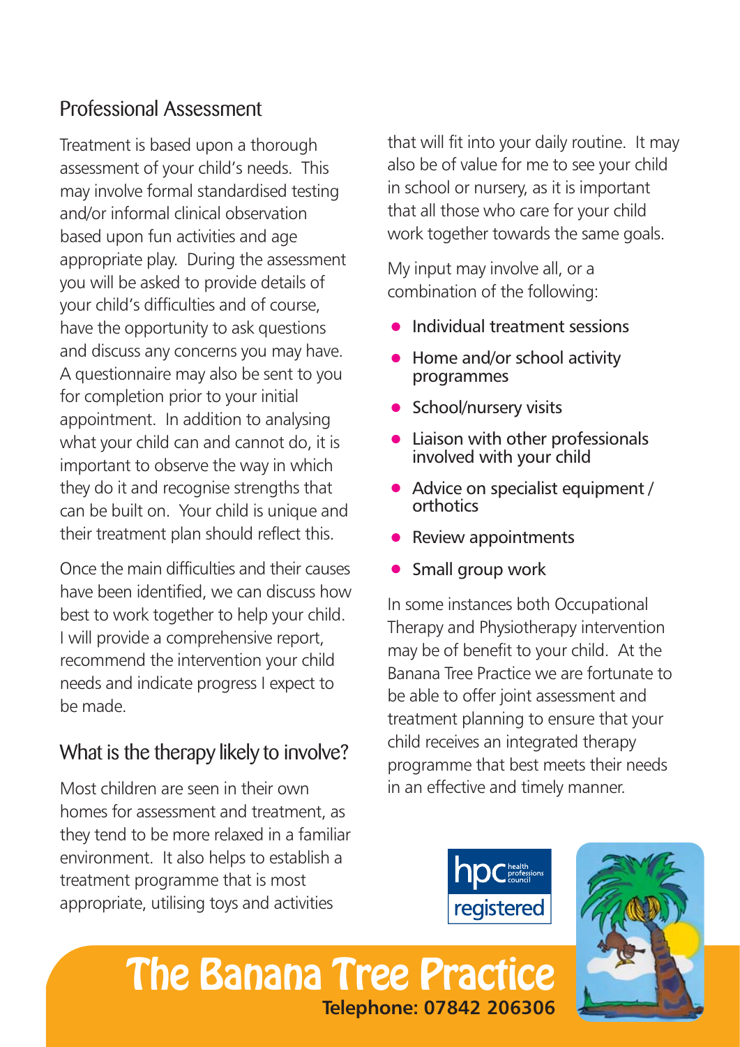## Professional Assessment

Treatment is based upon a thorough assessment of your child's needs. This may involve formal standardised testing and/or informal clinical observation based upon fun activities and age appropriate play. During the assessment you will be asked to provide details of your child's difficulties and of course, have the opportunity to ask questions and discuss any concerns you may have. A questionnaire may also be sent to you for completion prior to your initial appointment. In addition to analysing what your child can and cannot do, it is important to observe the way in which they do it and recognise strengths that can be built on. Your child is unique and their treatment plan should reflect this.

Once the main difficulties and their causes have been identified, we can discuss how best to work together to help your child. I will provide a comprehensive report, recommend the intervention your child needs and indicate progress I expect to be made.

## What is the therapy likely to involve?

Most children are seen in their own homes for assessment and treatment, as they tend to be more relaxed in a familiar environment. It also helps to establish a treatment programme that is most appropriate, utilising toys and activities that will fit into your daily routine. It may also be of value for me to see your child in school or nursery, as it is important that all those who care for your child work together towards the same goals.

My input may involve all, or a combination of the following:

- Individual treatment sessions
- Home and/or school activity programmes
- School/nursery visits
- Liaison with other professionals involved with your child
- Advice on specialist equipment / orthotics
- Review appointments
- Small group work

In some instances both Occupational Therapy and Physiotherapy intervention may be of benefit to your child. At the Banana Tree Practice we are fortunate to be able to offer joint assessment and treatment planning to ensure that your child receives an integrated therapy programme that best meets their needs in an effective and timely manner.

hpc health professions council registered

# The Banana Tree Practice

**Telephone: 07842 206306**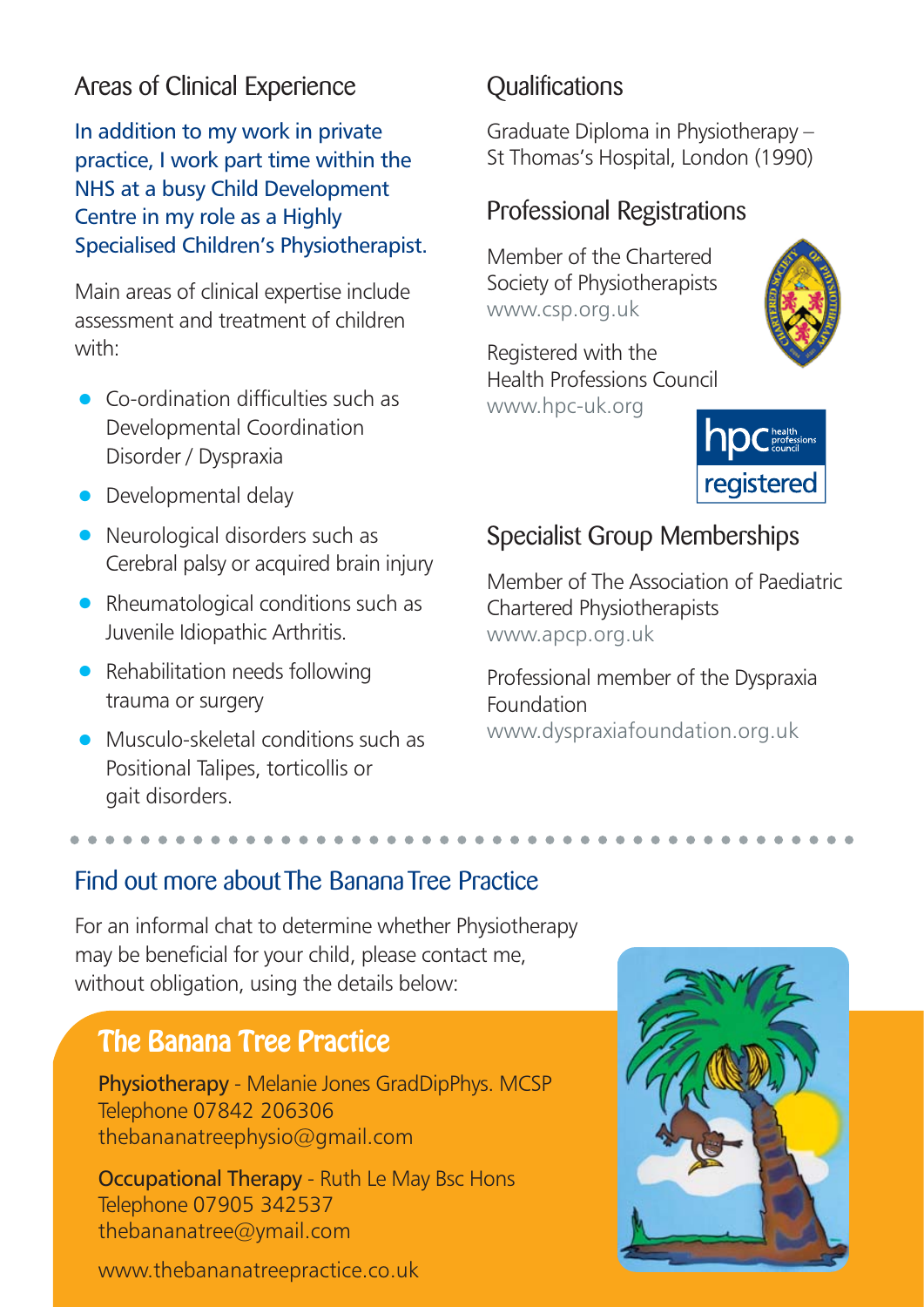## Areas of Clinical Experience

In addition to my work in private practice, I work part time within the NHS at a busy Child Development Centre in my role as a Highly Specialised Children's Physiotherapist.

Main areas of clinical expertise include assessment and treatment of children with:

- Co-ordination difficulties such as Developmental Coordination Disorder / Dyspraxia
- Developmental delay
- Neurological disorders such as Cerebral palsy or acquired brain injury
- Rheumatological conditions such as Juvenile Idiopathic Arthritis.
- Rehabilitation needs following trauma or surgery
- Musculo-skeletal conditions such as Positional Talipes, torticollis or gait disorders.

## Qualifications

Graduate Diploma in Physiotherapy – St Thomas's Hospital, London (1990)

## Professional Registrations

Member of the Chartered Society of Physiotherapists
www.csp.org.uk

Registered with the Health Professions Council
www.hpc-uk.org

## Specialist Group Memberships

Member of The Association of Paediatric Chartered Physiotherapists
www.apcp.org.uk

Professional member of the Dyspraxia Foundation
www.dyspraxiafoundation.org.uk

## Find out more about The Banana Tree Practice

For an informal chat to determine whether Physiotherapy may be beneficial for your child, please contact me, without obligation, using the details below:

### The Banana Tree Practice

**Physiotherapy** - Melanie Jones GradDipPhys. MCSP
Telephone 07842 206306
thebananatreephysio@gmail.com

**Occupational Therapy** - Ruth Le May Bsc Hons
Telephone 07905 342537
thebananatree@ymail.com

www.thebananatreepractice.co.uk